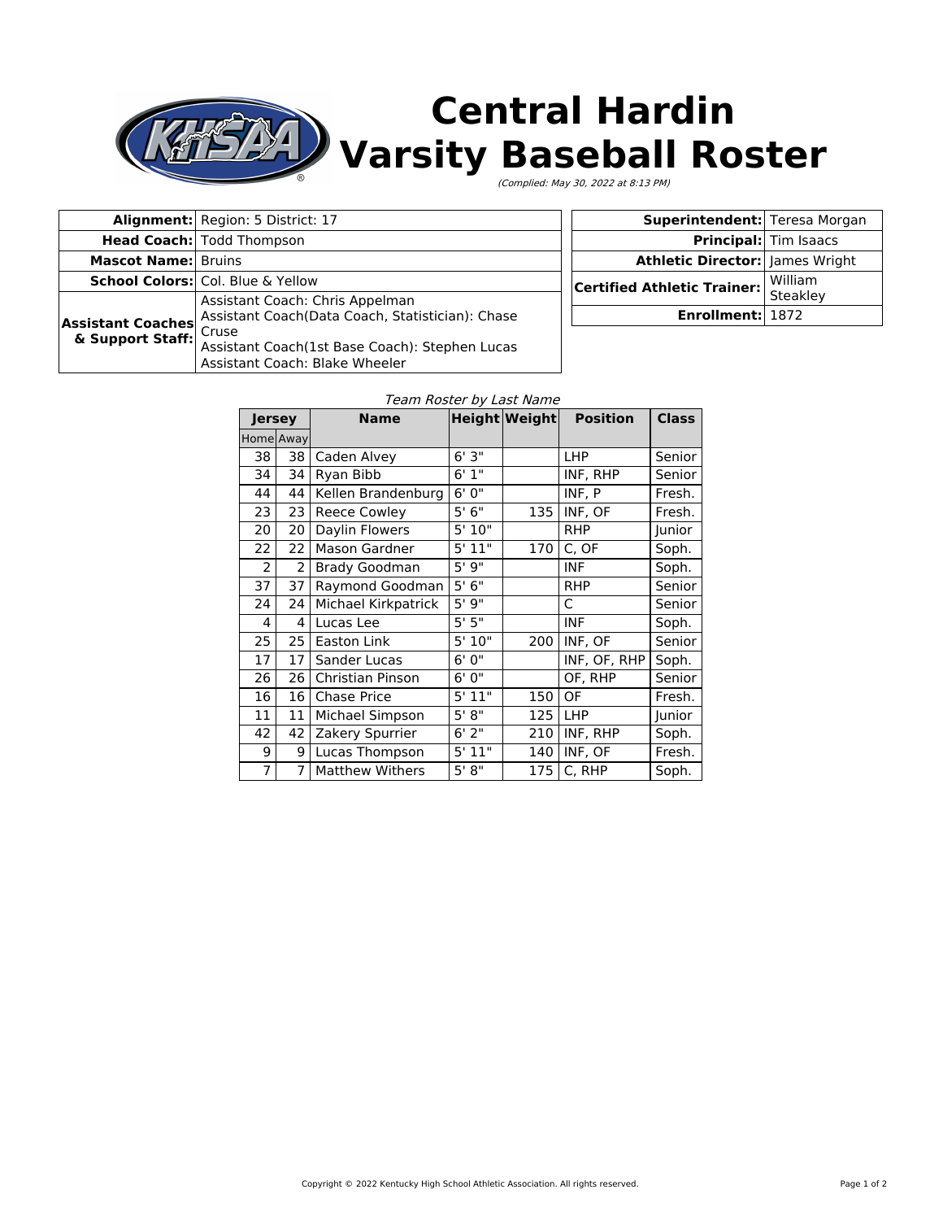# Central Hardin Varsity Baseball Roster

*(Complied: May 30, 2022 at 8:13 PM)*

| | |
|---|---|
| **Alignment:** | Region: 5 District: 17 |
| **Head Coach:** | Todd Thompson |
| **Mascot Name:** | Bruins |
| **School Colors:** | Col. Blue & Yellow |
| **Assistant Coaches & Support Staff:** | Assistant Coach: Chris Appelman<br>Assistant Coach(Data Coach, Statistician): Chase Cruse<br>Assistant Coach(1st Base Coach): Stephen Lucas<br>Assistant Coach: Blake Wheeler |

| | |
|---|---|
| **Superintendent:** | Teresa Morgan |
| **Principal:** | Tim Isaacs |
| **Athletic Director:** | James Wright |
| **Certified Athletic Trainer:** | William Steakley |
| **Enrollment:** | 1872 |

*Team Roster by Last Name*

| Jersey | | Name | Height | Weight | Position | Class |
|---|---|---|---|---|---|---|
| Home | Away | | | | | |
| 38 | 38 | Caden Alvey | 6' 3" | | LHP | Senior |
| 34 | 34 | Ryan Bibb | 6' 1" | | INF, RHP | Senior |
| 44 | 44 | Kellen Brandenburg | 6' 0" | | INF, P | Fresh. |
| 23 | 23 | Reece Cowley | 5' 6" | 135 | INF, OF | Fresh. |
| 20 | 20 | Daylin Flowers | 5' 10" | | RHP | Junior |
| 22 | 22 | Mason Gardner | 5' 11" | 170 | C, OF | Soph. |
| 2 | 2 | Brady Goodman | 5' 9" | | INF | Soph. |
| 37 | 37 | Raymond Goodman | 5' 6" | | RHP | Senior |
| 24 | 24 | Michael Kirkpatrick | 5' 9" | | C | Senior |
| 4 | 4 | Lucas Lee | 5' 5" | | INF | Soph. |
| 25 | 25 | Easton Link | 5' 10" | 200 | INF, OF | Senior |
| 17 | 17 | Sander Lucas | 6' 0" | | INF, OF, RHP | Soph. |
| 26 | 26 | Christian Pinson | 6' 0" | | OF, RHP | Senior |
| 16 | 16 | Chase Price | 5' 11" | 150 | OF | Fresh. |
| 11 | 11 | Michael Simpson | 5' 8" | 125 | LHP | Junior |
| 42 | 42 | Zakery Spurrier | 6' 2" | 210 | INF, RHP | Soph. |
| 9 | 9 | Lucas Thompson | 5' 11" | 140 | INF, OF | Fresh. |
| 7 | 7 | Matthew Withers | 5' 8" | 175 | C, RHP | Soph. |

Copyright © 2022 Kentucky High School Athletic Association. All rights reserved.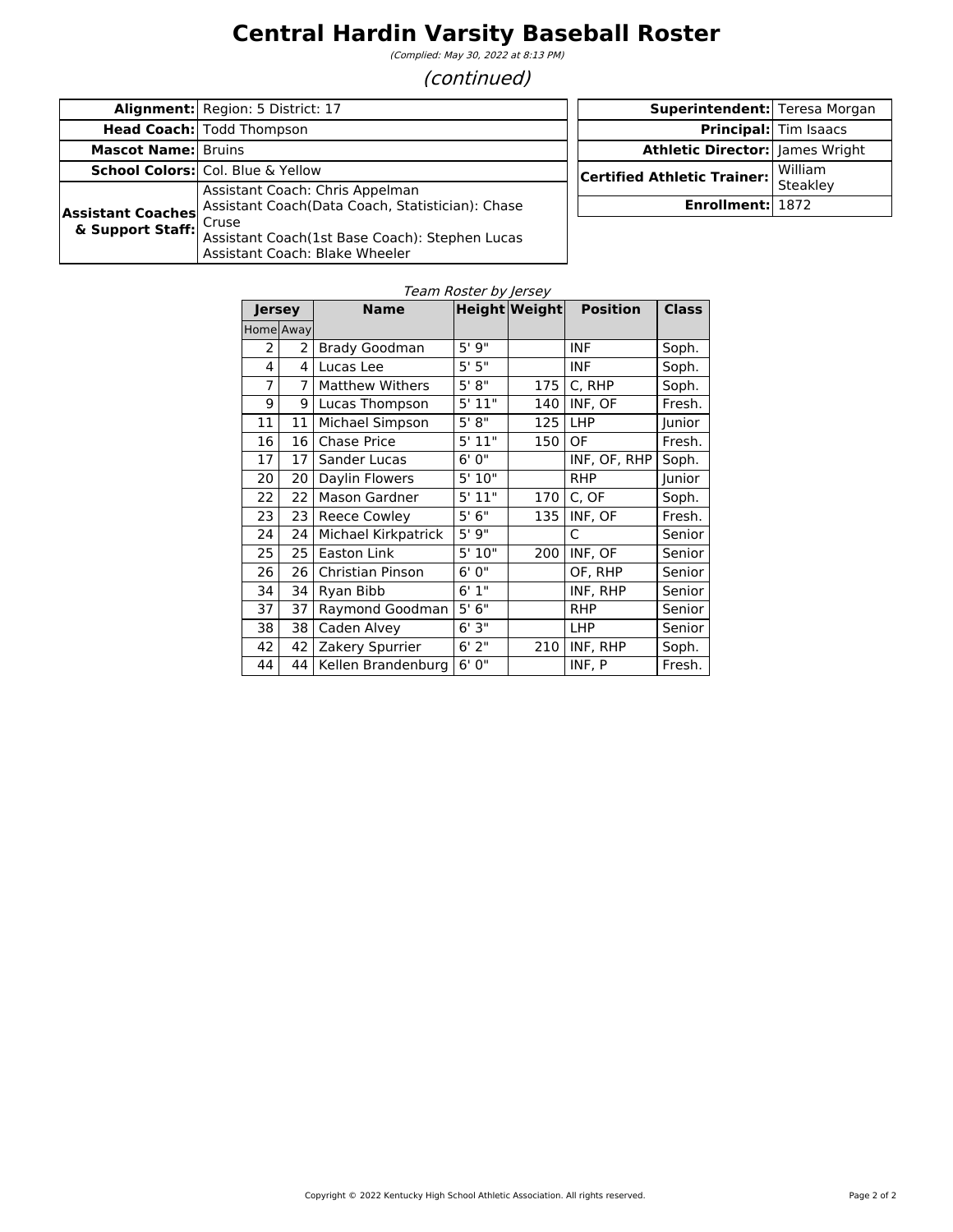# Central Hardin Varsity Baseball Roster

*(Complied: May 30, 2022 at 8:13 PM)*

*(continued)*

| | |
|---|---|
| **Alignment:** | Region: 5 District: 17 |
| **Head Coach:** | Todd Thompson |
| **Mascot Name:** | Bruins |
| **School Colors:** | Col. Blue & Yellow |
| **Assistant Coaches & Support Staff:** | Assistant Coach: Chris Appelman<br>Assistant Coach(Data Coach, Statistician): Chase Cruse<br>Assistant Coach(1st Base Coach): Stephen Lucas<br>Assistant Coach: Blake Wheeler |

| | |
|---|---|
| **Superintendent:** | Teresa Morgan |
| **Principal:** | Tim Isaacs |
| **Athletic Director:** | James Wright |
| **Certified Athletic Trainer:** | William Steakley |
| **Enrollment:** | 1872 |

*Team Roster by Jersey*

| Jersey | | Name | Height | Weight | Position | Class |
|---|---|---|---|---|---|---|
| Home | Away | | | | | |
| 2 | 2 | Brady Goodman | 5' 9" | | INF | Soph. |
| 4 | 4 | Lucas Lee | 5' 5" | | INF | Soph. |
| 7 | 7 | Matthew Withers | 5' 8" | 175 | C, RHP | Soph. |
| 9 | 9 | Lucas Thompson | 5' 11" | 140 | INF, OF | Fresh. |
| 11 | 11 | Michael Simpson | 5' 8" | 125 | LHP | Junior |
| 16 | 16 | Chase Price | 5' 11" | 150 | OF | Fresh. |
| 17 | 17 | Sander Lucas | 6' 0" | | INF, OF, RHP | Soph. |
| 20 | 20 | Daylin Flowers | 5' 10" | | RHP | Junior |
| 22 | 22 | Mason Gardner | 5' 11" | 170 | C, OF | Soph. |
| 23 | 23 | Reece Cowley | 5' 6" | 135 | INF, OF | Fresh. |
| 24 | 24 | Michael Kirkpatrick | 5' 9" | | C | Senior |
| 25 | 25 | Easton Link | 5' 10" | 200 | INF, OF | Senior |
| 26 | 26 | Christian Pinson | 6' 0" | | OF, RHP | Senior |
| 34 | 34 | Ryan Bibb | 6' 1" | | INF, RHP | Senior |
| 37 | 37 | Raymond Goodman | 5' 6" | | RHP | Senior |
| 38 | 38 | Caden Alvey | 6' 3" | | LHP | Senior |
| 42 | 42 | Zakery Spurrier | 6' 2" | 210 | INF, RHP | Soph. |
| 44 | 44 | Kellen Brandenburg | 6' 0" | | INF, P | Fresh. |

Copyright © 2022 Kentucky High School Athletic Association. All rights reserved.